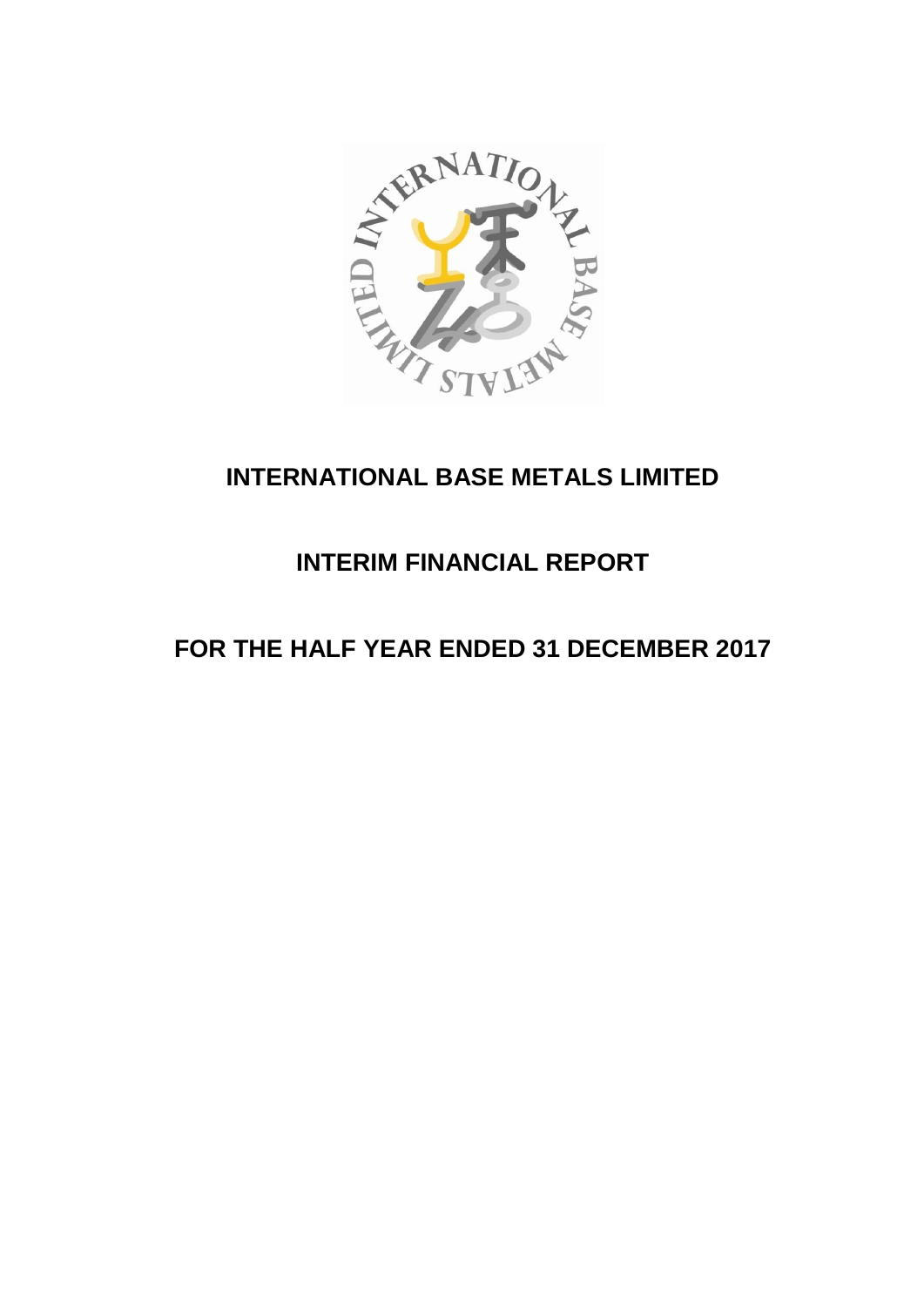# INTERNATIONAL BASE METALS LIMITED

## INTERIM FINANCIAL REPORT

## FOR THE HALF YEAR ENDED 31 DECEMBER 2017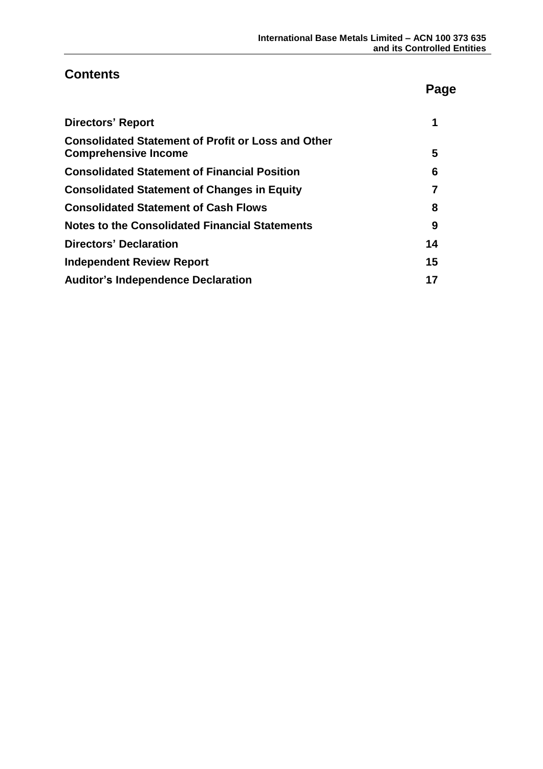## Contents

| | Page |
|---|---|
| **Directors' Report** | **1** |
| **Consolidated Statement of Profit or Loss and Other Comprehensive Income** | **5** |
| **Consolidated Statement of Financial Position** | **6** |
| **Consolidated Statement of Changes in Equity** | **7** |
| **Consolidated Statement of Cash Flows** | **8** |
| **Notes to the Consolidated Financial Statements** | **9** |
| **Directors' Declaration** | **14** |
| **Independent Review Report** | **15** |
| **Auditor's Independence Declaration** | **17** |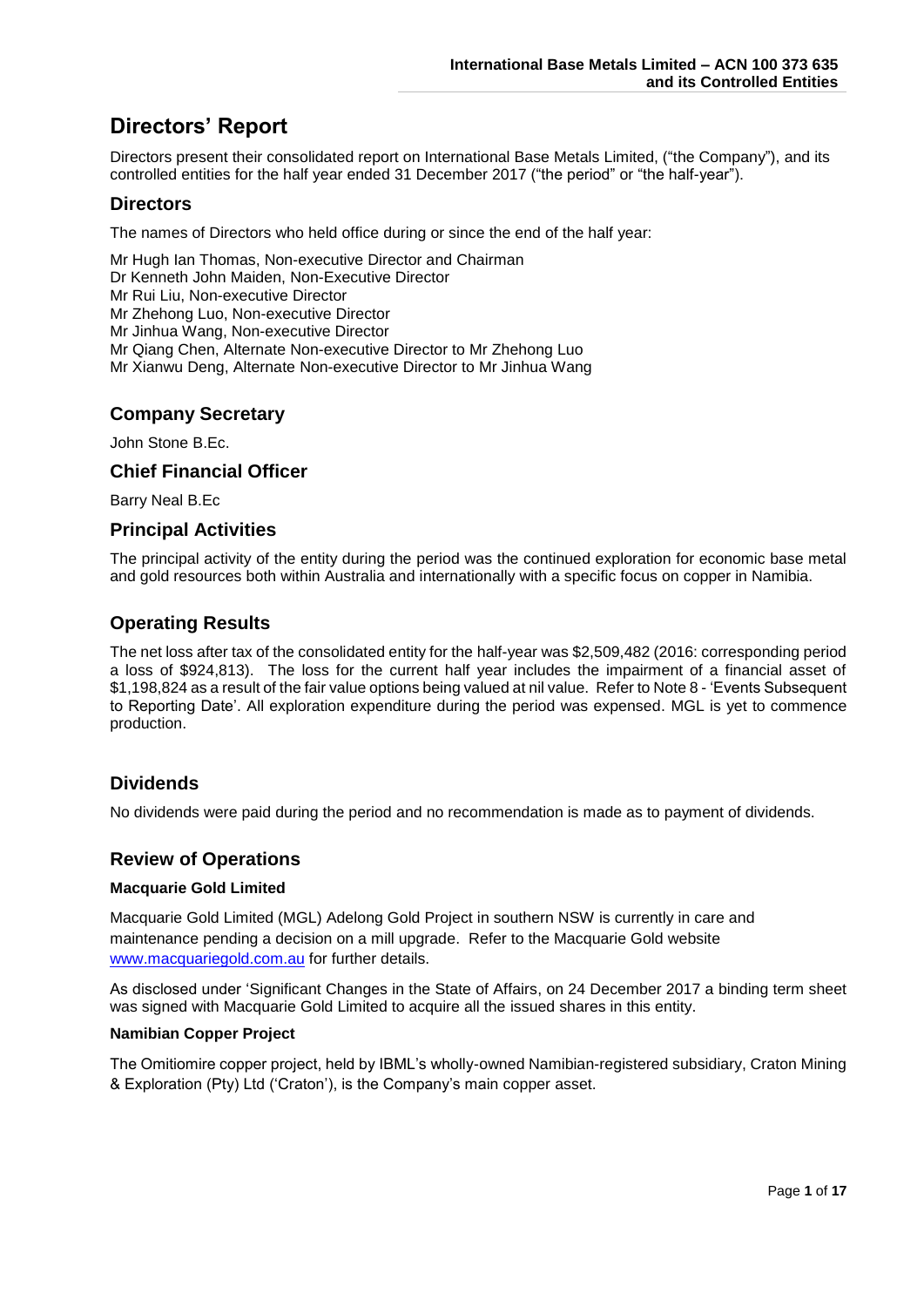# Directors' Report

Directors present their consolidated report on International Base Metals Limited, ("the Company"), and its controlled entities for the half year ended 31 December 2017 ("the period" or "the half-year").

## Directors

The names of Directors who held office during or since the end of the half year:

Mr Hugh Ian Thomas, Non-executive Director and Chairman
Dr Kenneth John Maiden, Non-Executive Director
Mr Rui Liu, Non-executive Director
Mr Zhehong Luo, Non-executive Director
Mr Jinhua Wang, Non-executive Director
Mr Qiang Chen, Alternate Non-executive Director to Mr Zhehong Luo
Mr Xianwu Deng, Alternate Non-executive Director to Mr Jinhua Wang

## Company Secretary

John Stone B.Ec.

## Chief Financial Officer

Barry Neal B.Ec

## Principal Activities

The principal activity of the entity during the period was the continued exploration for economic base metal and gold resources both within Australia and internationally with a specific focus on copper in Namibia.

## Operating Results

The net loss after tax of the consolidated entity for the half-year was $2,509,482 (2016: corresponding period a loss of $924,813). The loss for the current half year includes the impairment of a financial asset of $1,198,824 as a result of the fair value options being valued at nil value. Refer to Note 8 - 'Events Subsequent to Reporting Date'. All exploration expenditure during the period was expensed. MGL is yet to commence production.

## Dividends

No dividends were paid during the period and no recommendation is made as to payment of dividends.

## Review of Operations

**Macquarie Gold Limited**

Macquarie Gold Limited (MGL) Adelong Gold Project in southern NSW is currently in care and maintenance pending a decision on a mill upgrade. Refer to the Macquarie Gold website www.macquariegold.com.au for further details.

As disclosed under 'Significant Changes in the State of Affairs, on 24 December 2017 a binding term sheet was signed with Macquarie Gold Limited to acquire all the issued shares in this entity.

**Namibian Copper Project**

The Omitiomire copper project, held by IBML's wholly-owned Namibian-registered subsidiary, Craton Mining & Exploration (Pty) Ltd ('Craton'), is the Company's main copper asset.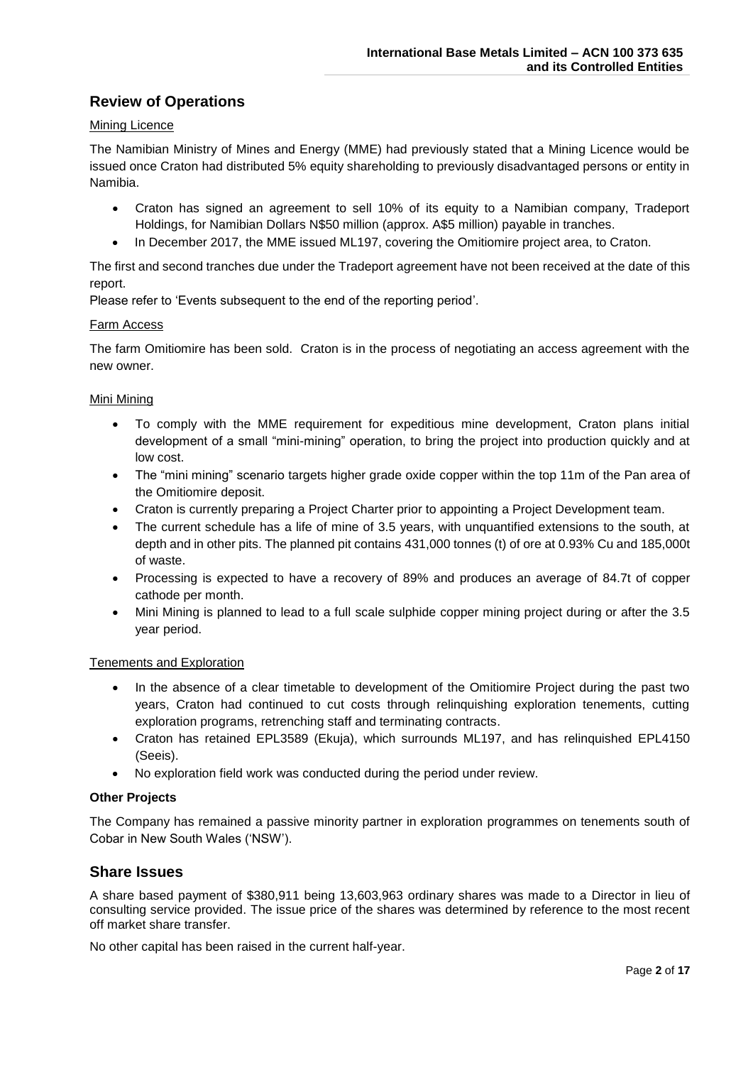## Review of Operations

Mining Licence

The Namibian Ministry of Mines and Energy (MME) had previously stated that a Mining Licence would be issued once Craton had distributed 5% equity shareholding to previously disadvantaged persons or entity in Namibia.

- Craton has signed an agreement to sell 10% of its equity to a Namibian company, Tradeport Holdings, for Namibian Dollars N$50 million (approx. A$5 million) payable in tranches.
- In December 2017, the MME issued ML197, covering the Omitiomire project area, to Craton.

The first and second tranches due under the Tradeport agreement have not been received at the date of this report.

Please refer to 'Events subsequent to the end of the reporting period'.

Farm Access

The farm Omitiomire has been sold. Craton is in the process of negotiating an access agreement with the new owner.

Mini Mining

- To comply with the MME requirement for expeditious mine development, Craton plans initial development of a small "mini-mining" operation, to bring the project into production quickly and at low cost.
- The "mini mining" scenario targets higher grade oxide copper within the top 11m of the Pan area of the Omitiomire deposit.
- Craton is currently preparing a Project Charter prior to appointing a Project Development team.
- The current schedule has a life of mine of 3.5 years, with unquantified extensions to the south, at depth and in other pits. The planned pit contains 431,000 tonnes (t) of ore at 0.93% Cu and 185,000t of waste.
- Processing is expected to have a recovery of 89% and produces an average of 84.7t of copper cathode per month.
- Mini Mining is planned to lead to a full scale sulphide copper mining project during or after the 3.5 year period.

Tenements and Exploration

- In the absence of a clear timetable to development of the Omitiomire Project during the past two years, Craton had continued to cut costs through relinquishing exploration tenements, cutting exploration programs, retrenching staff and terminating contracts.
- Craton has retained EPL3589 (Ekuja), which surrounds ML197, and has relinquished EPL4150 (Seeis).
- No exploration field work was conducted during the period under review.

**Other Projects**

The Company has remained a passive minority partner in exploration programmes on tenements south of Cobar in New South Wales ('NSW').

## Share Issues

A share based payment of $380,911 being 13,603,963 ordinary shares was made to a Director in lieu of consulting service provided. The issue price of the shares was determined by reference to the most recent off market share transfer.

No other capital has been raised in the current half-year.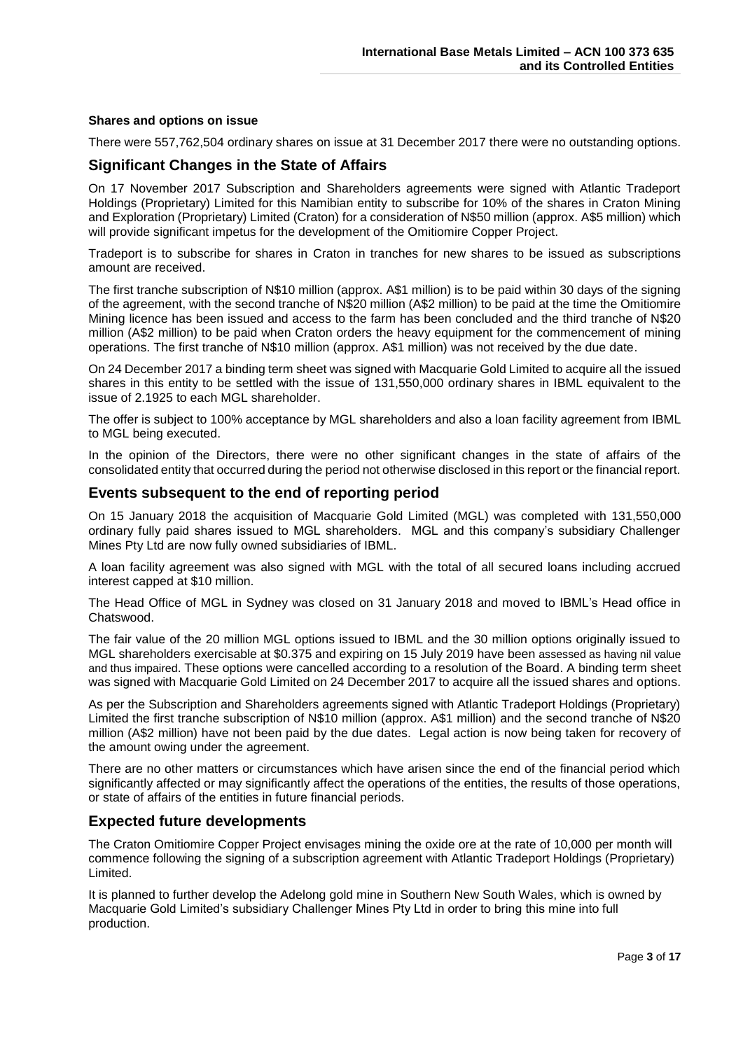#### Shares and options on issue

There were 557,762,504 ordinary shares on issue at 31 December 2017 there were no outstanding options.

## Significant Changes in the State of Affairs

On 17 November 2017 Subscription and Shareholders agreements were signed with Atlantic Tradeport Holdings (Proprietary) Limited for this Namibian entity to subscribe for 10% of the shares in Craton Mining and Exploration (Proprietary) Limited (Craton) for a consideration of N$50 million (approx. A$5 million) which will provide significant impetus for the development of the Omitiomire Copper Project.

Tradeport is to subscribe for shares in Craton in tranches for new shares to be issued as subscriptions amount are received.

The first tranche subscription of N$10 million (approx. A$1 million) is to be paid within 30 days of the signing of the agreement, with the second tranche of N$20 million (A$2 million) to be paid at the time the Omitiomire Mining licence has been issued and access to the farm has been concluded and the third tranche of N$20 million (A$2 million) to be paid when Craton orders the heavy equipment for the commencement of mining operations. The first tranche of N$10 million (approx. A$1 million) was not received by the due date.

On 24 December 2017 a binding term sheet was signed with Macquarie Gold Limited to acquire all the issued shares in this entity to be settled with the issue of 131,550,000 ordinary shares in IBML equivalent to the issue of 2.1925 to each MGL shareholder.

The offer is subject to 100% acceptance by MGL shareholders and also a loan facility agreement from IBML to MGL being executed.

In the opinion of the Directors, there were no other significant changes in the state of affairs of the consolidated entity that occurred during the period not otherwise disclosed in this report or the financial report.

## Events subsequent to the end of reporting period

On 15 January 2018 the acquisition of Macquarie Gold Limited (MGL) was completed with 131,550,000 ordinary fully paid shares issued to MGL shareholders. MGL and this company's subsidiary Challenger Mines Pty Ltd are now fully owned subsidiaries of IBML.

A loan facility agreement was also signed with MGL with the total of all secured loans including accrued interest capped at $10 million.

The Head Office of MGL in Sydney was closed on 31 January 2018 and moved to IBML's Head office in Chatswood.

The fair value of the 20 million MGL options issued to IBML and the 30 million options originally issued to MGL shareholders exercisable at $0.375 and expiring on 15 July 2019 have been assessed as having nil value and thus impaired. These options were cancelled according to a resolution of the Board. A binding term sheet was signed with Macquarie Gold Limited on 24 December 2017 to acquire all the issued shares and options.

As per the Subscription and Shareholders agreements signed with Atlantic Tradeport Holdings (Proprietary) Limited the first tranche subscription of N$10 million (approx. A$1 million) and the second tranche of N$20 million (A$2 million) have not been paid by the due dates. Legal action is now being taken for recovery of the amount owing under the agreement.

There are no other matters or circumstances which have arisen since the end of the financial period which significantly affected or may significantly affect the operations of the entities, the results of those operations, or state of affairs of the entities in future financial periods.

## Expected future developments

The Craton Omitiomire Copper Project envisages mining the oxide ore at the rate of 10,000 per month will commence following the signing of a subscription agreement with Atlantic Tradeport Holdings (Proprietary) Limited.

It is planned to further develop the Adelong gold mine in Southern New South Wales, which is owned by Macquarie Gold Limited's subsidiary Challenger Mines Pty Ltd in order to bring this mine into full production.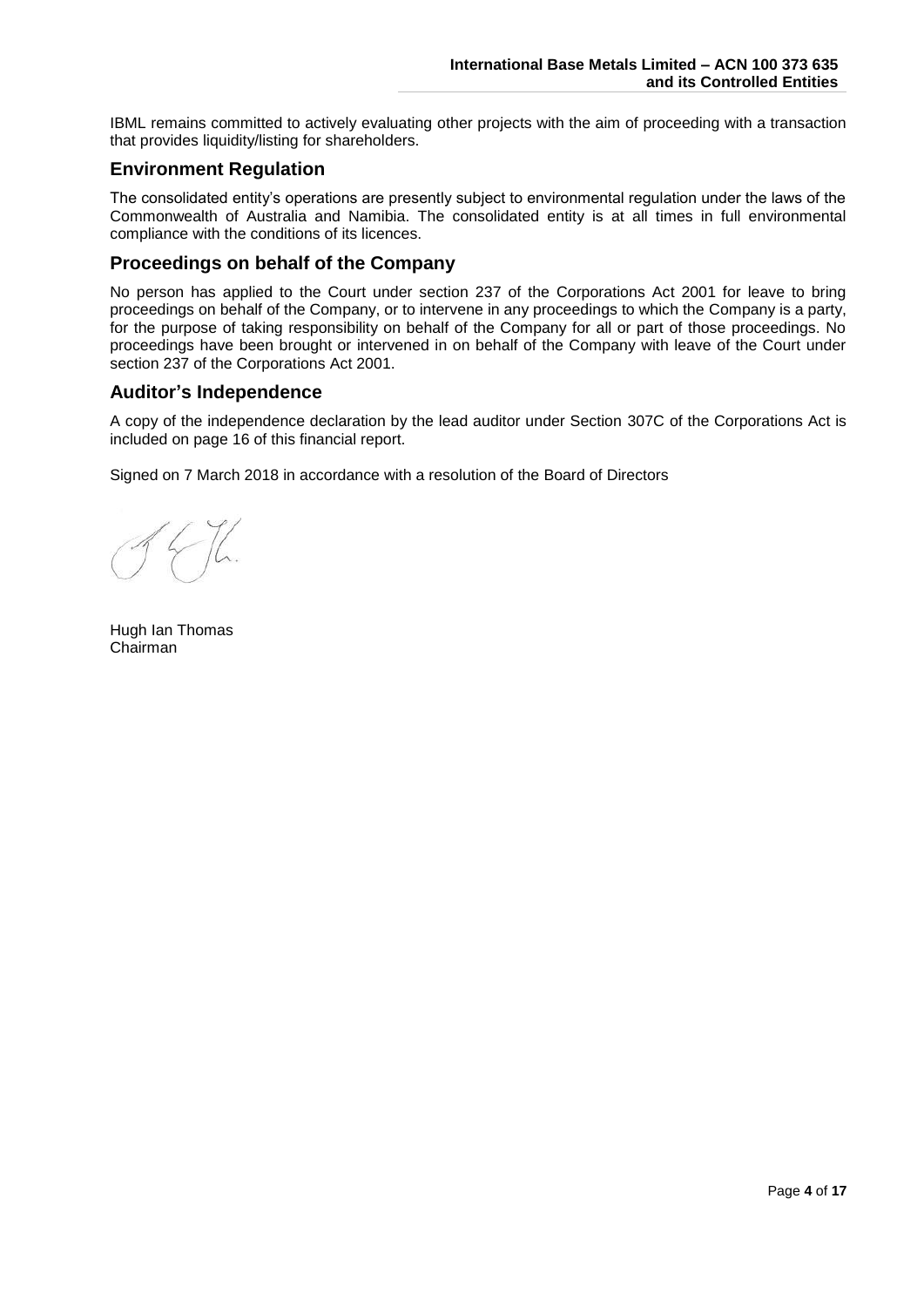IBML remains committed to actively evaluating other projects with the aim of proceeding with a transaction that provides liquidity/listing for shareholders.

## Environment Regulation

The consolidated entity's operations are presently subject to environmental regulation under the laws of the Commonwealth of Australia and Namibia. The consolidated entity is at all times in full environmental compliance with the conditions of its licences.

## Proceedings on behalf of the Company

No person has applied to the Court under section 237 of the Corporations Act 2001 for leave to bring proceedings on behalf of the Company, or to intervene in any proceedings to which the Company is a party, for the purpose of taking responsibility on behalf of the Company for all or part of those proceedings. No proceedings have been brought or intervened in on behalf of the Company with leave of the Court under section 237 of the Corporations Act 2001.

## Auditor's Independence

A copy of the independence declaration by the lead auditor under Section 307C of the Corporations Act is included on page 16 of this financial report.

Signed on 7 March 2018 in accordance with a resolution of the Board of Directors

Hugh Ian Thomas
Chairman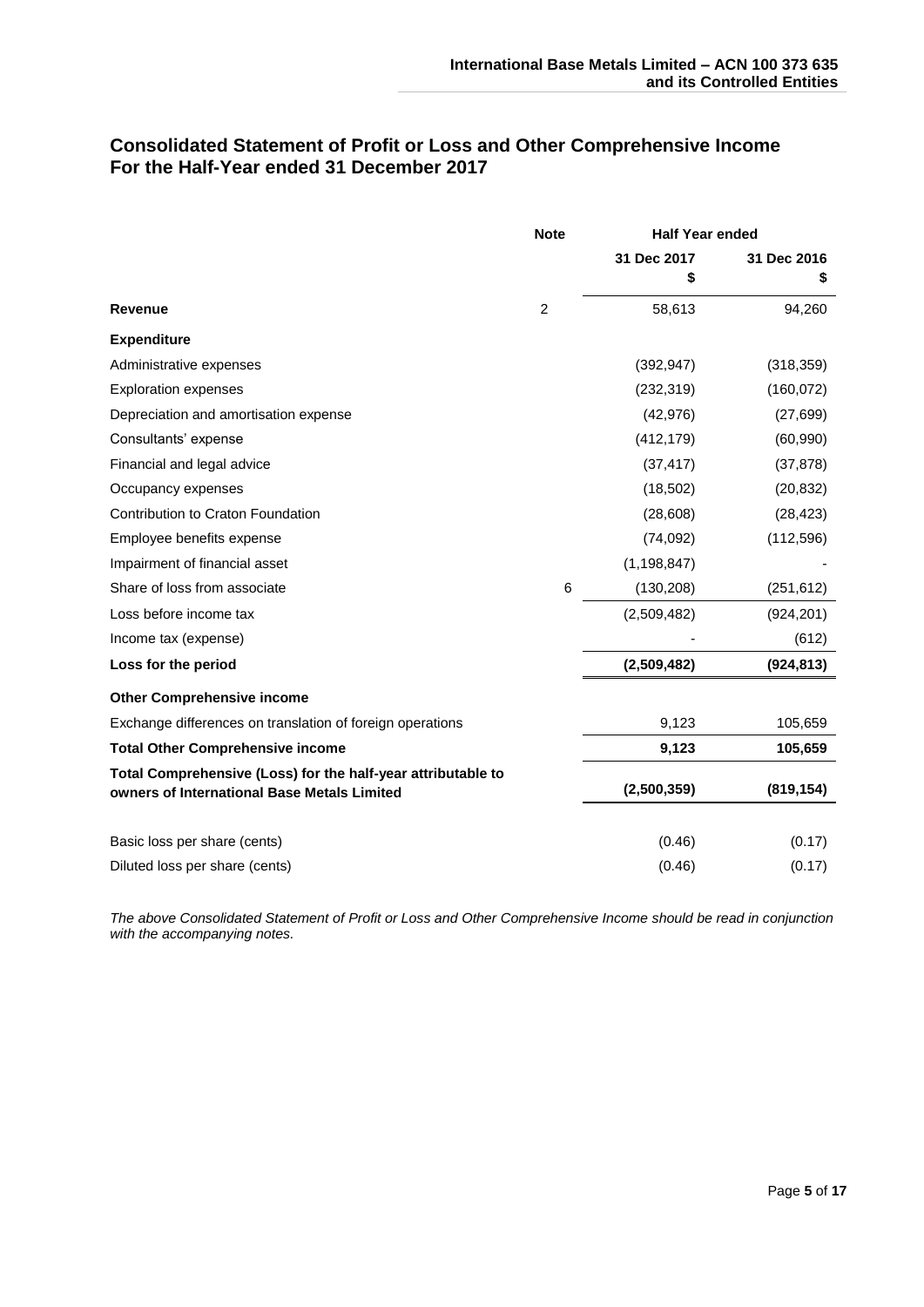## Consolidated Statement of Profit or Loss and Other Comprehensive Income For the Half-Year ended 31 December 2017

| | Note | Half Year ended | |
|---|---|---|---|
| | | 31 Dec 2017<br>$ | 31 Dec 2016<br>$ |
| **Revenue** | 2 | 58,613 | 94,260 |
| **Expenditure** | | | |
| Administrative expenses | | (392,947) | (318,359) |
| Exploration expenses | | (232,319) | (160,072) |
| Depreciation and amortisation expense | | (42,976) | (27,699) |
| Consultants' expense | | (412,179) | (60,990) |
| Financial and legal advice | | (37,417) | (37,878) |
| Occupancy expenses | | (18,502) | (20,832) |
| Contribution to Craton Foundation | | (28,608) | (28,423) |
| Employee benefits expense | | (74,092) | (112,596) |
| Impairment of financial asset | | (1,198,847) | - |
| Share of loss from associate | 6 | (130,208) | (251,612) |
| Loss before income tax | | (2,509,482) | (924,201) |
| Income tax (expense) | | - | (612) |
| **Loss for the period** | | **(2,509,482)** | **(924,813)** |
| **Other Comprehensive income** | | | |
| Exchange differences on translation of foreign operations | | 9,123 | 105,659 |
| **Total Other Comprehensive income** | | **9,123** | **105,659** |
| **Total Comprehensive (Loss) for the half-year attributable to owners of International Base Metals Limited** | | **(2,500,359)** | **(819,154)** |
| | | | |
| Basic loss per share (cents) | | (0.46) | (0.17) |
| Diluted loss per share (cents) | | (0.46) | (0.17) |

*The above Consolidated Statement of Profit or Loss and Other Comprehensive Income should be read in conjunction with the accompanying notes.*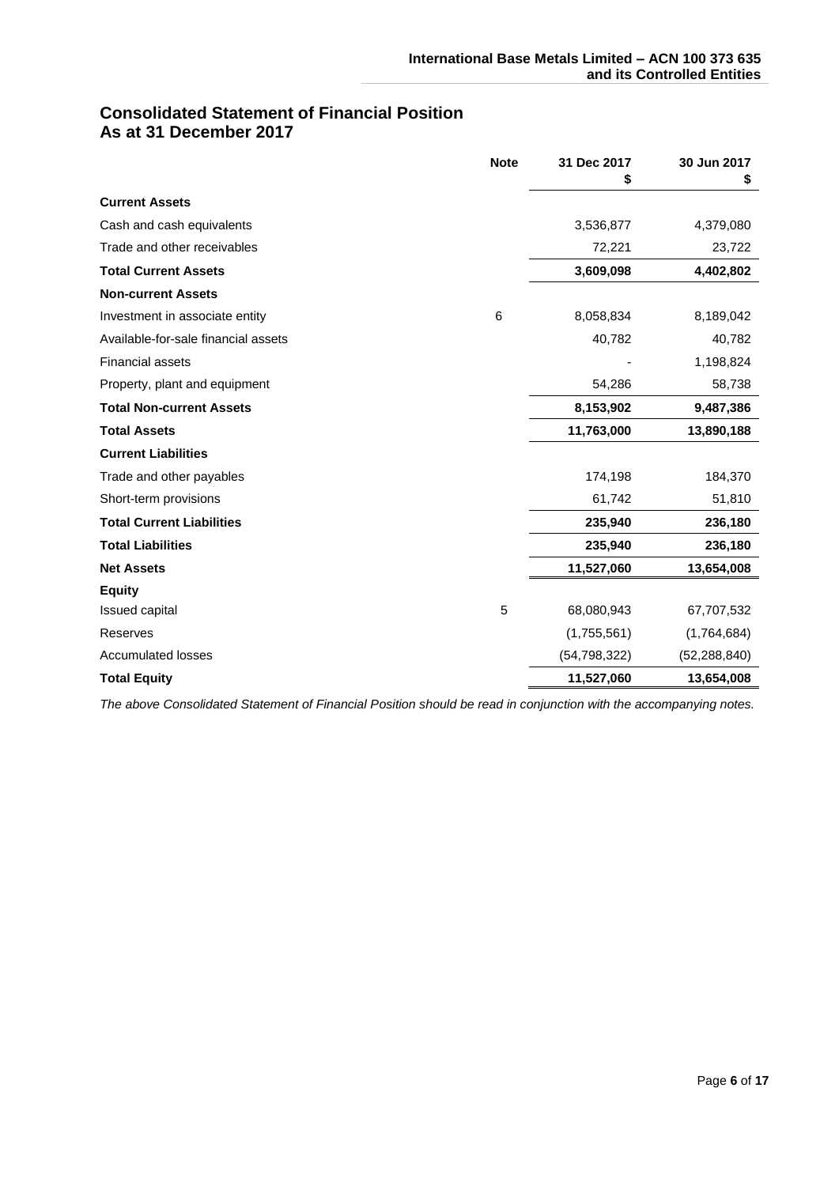## Consolidated Statement of Financial Position
## As at 31 December 2017

| | Note | 31 Dec 2017<br>$ | 30 Jun 2017<br>$ |
|---|---|---|---|
| **Current Assets** | | | |
| Cash and cash equivalents | | 3,536,877 | 4,379,080 |
| Trade and other receivables | | 72,221 | 23,722 |
| **Total Current Assets** | | **3,609,098** | **4,402,802** |
| **Non-current Assets** | | | |
| Investment in associate entity | 6 | 8,058,834 | 8,189,042 |
| Available-for-sale financial assets | | 40,782 | 40,782 |
| Financial assets | | - | 1,198,824 |
| Property, plant and equipment | | 54,286 | 58,738 |
| **Total Non-current Assets** | | **8,153,902** | **9,487,386** |
| **Total Assets** | | **11,763,000** | **13,890,188** |
| **Current Liabilities** | | | |
| Trade and other payables | | 174,198 | 184,370 |
| Short-term provisions | | 61,742 | 51,810 |
| **Total Current Liabilities** | | **235,940** | **236,180** |
| **Total Liabilities** | | **235,940** | **236,180** |
| **Net Assets** | | **11,527,060** | **13,654,008** |
| **Equity** | | | |
| Issued capital | 5 | 68,080,943 | 67,707,532 |
| Reserves | | (1,755,561) | (1,764,684) |
| Accumulated losses | | (54,798,322) | (52,288,840) |
| **Total Equity** | | **11,527,060** | **13,654,008** |

*The above Consolidated Statement of Financial Position should be read in conjunction with the accompanying notes.*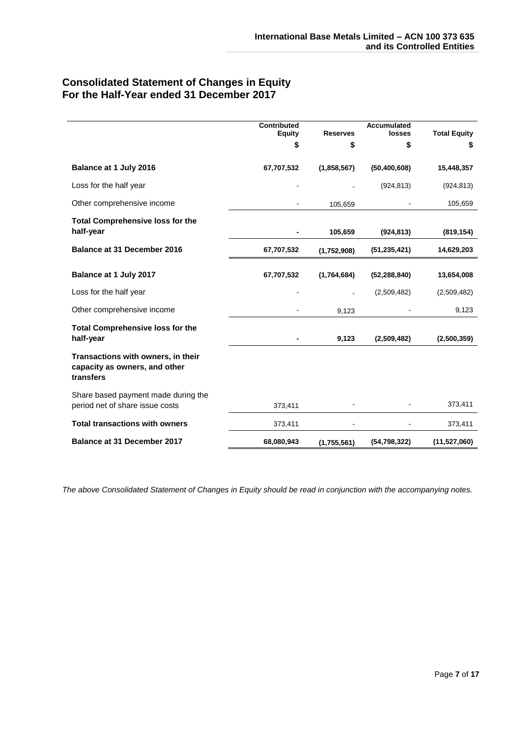## Consolidated Statement of Changes in Equity
## For the Half-Year ended 31 December 2017

| | Contributed Equity | Reserves | Accumulated losses | Total Equity |
|---|---|---|---|---|
| | $ | $ | $ | $ |
| **Balance at 1 July 2016** | **67,707,532** | **(1,858,567)** | **(50,400,608)** | **15,448,357** |
| Loss for the half year | - | - | (924,813) | (924,813) |
| Other comprehensive income | - | 105,659 | - | 105,659 |
| **Total Comprehensive loss for the half-year** | **-** | **105,659** | **(924,813)** | **(819,154)** |
| **Balance at 31 December 2016** | **67,707,532** | **(1,752,908)** | **(51,235,421)** | **14,629,203** |
| **Balance at 1 July 2017** | **67,707,532** | **(1,764,684)** | **(52,288,840)** | **13,654,008** |
| Loss for the half year | - | - | (2,509,482) | (2,509,482) |
| Other comprehensive income | - | 9,123 | - | 9,123 |
| **Total Comprehensive loss for the half-year** | **-** | **9,123** | **(2,509,482)** | **(2,500,359)** |
| **Transactions with owners, in their capacity as owners, and other transfers** | | | | |
| Share based payment made during the period net of share issue costs | 373,411 | - | - | 373,411 |
| **Total transactions with owners** | 373,411 | - | - | 373,411 |
| **Balance at 31 December 2017** | **68,080,943** | **(1,755,561)** | **(54,798,322)** | **(11,527,060)** |

*The above Consolidated Statement of Changes in Equity should be read in conjunction with the accompanying notes.*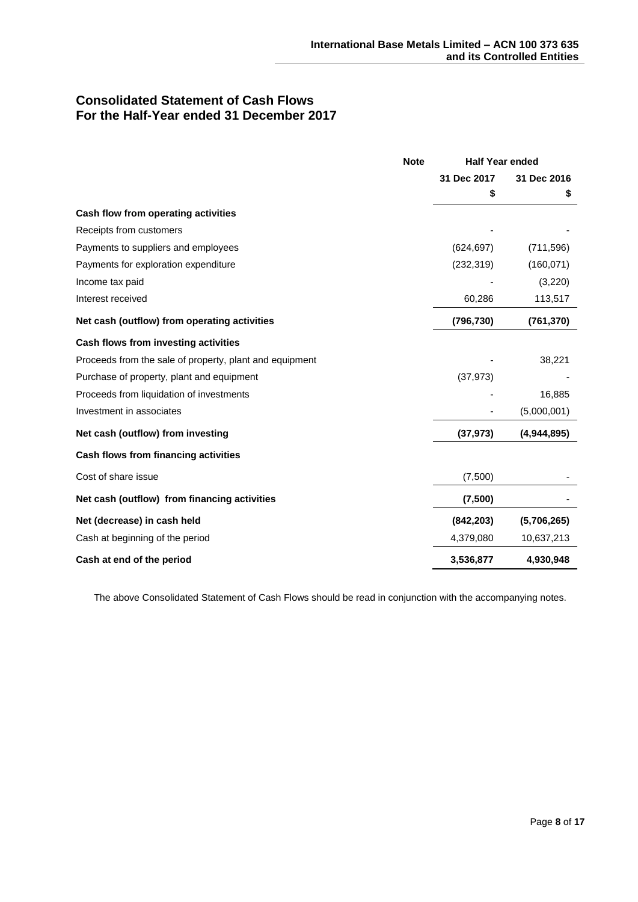# Consolidated Statement of Cash Flows
# For the Half-Year ended 31 December 2017

| | Note | Half Year ended | |
|---|---|---|---|
| | | 31 Dec 2017 | 31 Dec 2016 |
| | | $ | $ |
| **Cash flow from operating activities** | | | |
| Receipts from customers | | - | - |
| Payments to suppliers and employees | | (624,697) | (711,596) |
| Payments for exploration expenditure | | (232,319) | (160,071) |
| Income tax paid | | - | (3,220) |
| Interest received | | 60,286 | 113,517 |
| **Net cash (outflow) from operating activities** | | **(796,730)** | **(761,370)** |
| **Cash flows from investing activities** | | | |
| Proceeds from the sale of property, plant and equipment | | - | 38,221 |
| Purchase of property, plant and equipment | | (37,973) | - |
| Proceeds from liquidation of investments | | - | 16,885 |
| Investment in associates | | - | (5,000,001) |
| **Net cash (outflow) from investing** | | **(37,973)** | **(4,944,895)** |
| **Cash flows from financing activities** | | | |
| Cost of share issue | | (7,500) | - |
| **Net cash (outflow) from financing activities** | | **(7,500)** | - |
| **Net (decrease) in cash held** | | **(842,203)** | **(5,706,265)** |
| Cash at beginning of the period | | 4,379,080 | 10,637,213 |
| **Cash at end of the period** | | **3,536,877** | **4,930,948** |

The above Consolidated Statement of Cash Flows should be read in conjunction with the accompanying notes.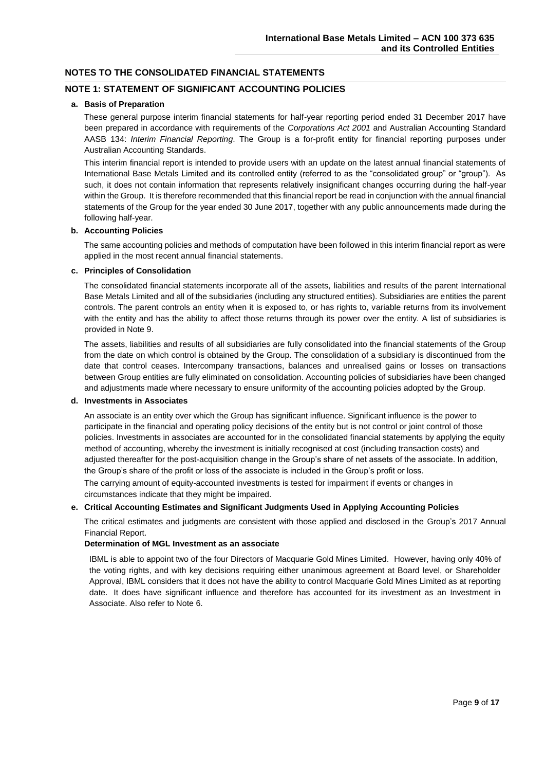## NOTES TO THE CONSOLIDATED FINANCIAL STATEMENTS

### NOTE 1: STATEMENT OF SIGNIFICANT ACCOUNTING POLICIES

**a. Basis of Preparation**

These general purpose interim financial statements for half-year reporting period ended 31 December 2017 have been prepared in accordance with requirements of the *Corporations Act 2001* and Australian Accounting Standard AASB 134: *Interim Financial Reporting*. The Group is a for-profit entity for financial reporting purposes under Australian Accounting Standards.

This interim financial report is intended to provide users with an update on the latest annual financial statements of International Base Metals Limited and its controlled entity (referred to as the "consolidated group" or "group"). As such, it does not contain information that represents relatively insignificant changes occurring during the half-year within the Group. It is therefore recommended that this financial report be read in conjunction with the annual financial statements of the Group for the year ended 30 June 2017, together with any public announcements made during the following half-year.

**b. Accounting Policies**

The same accounting policies and methods of computation have been followed in this interim financial report as were applied in the most recent annual financial statements.

**c. Principles of Consolidation**

The consolidated financial statements incorporate all of the assets, liabilities and results of the parent International Base Metals Limited and all of the subsidiaries (including any structured entities). Subsidiaries are entities the parent controls. The parent controls an entity when it is exposed to, or has rights to, variable returns from its involvement with the entity and has the ability to affect those returns through its power over the entity. A list of subsidiaries is provided in Note 9.

The assets, liabilities and results of all subsidiaries are fully consolidated into the financial statements of the Group from the date on which control is obtained by the Group. The consolidation of a subsidiary is discontinued from the date that control ceases. Intercompany transactions, balances and unrealised gains or losses on transactions between Group entities are fully eliminated on consolidation. Accounting policies of subsidiaries have been changed and adjustments made where necessary to ensure uniformity of the accounting policies adopted by the Group.

**d. Investments in Associates**

An associate is an entity over which the Group has significant influence. Significant influence is the power to participate in the financial and operating policy decisions of the entity but is not control or joint control of those policies. Investments in associates are accounted for in the consolidated financial statements by applying the equity method of accounting, whereby the investment is initially recognised at cost (including transaction costs) and adjusted thereafter for the post-acquisition change in the Group's share of net assets of the associate. In addition, the Group's share of the profit or loss of the associate is included in the Group's profit or loss.

The carrying amount of equity-accounted investments is tested for impairment if events or changes in circumstances indicate that they might be impaired.

**e. Critical Accounting Estimates and Significant Judgments Used in Applying Accounting Policies**

The critical estimates and judgments are consistent with those applied and disclosed in the Group's 2017 Annual Financial Report.

**Determination of MGL Investment as an associate**

IBML is able to appoint two of the four Directors of Macquarie Gold Mines Limited. However, having only 40% of the voting rights, and with key decisions requiring either unanimous agreement at Board level, or Shareholder Approval, IBML considers that it does not have the ability to control Macquarie Gold Mines Limited as at reporting date. It does have significant influence and therefore has accounted for its investment as an Investment in Associate. Also refer to Note 6.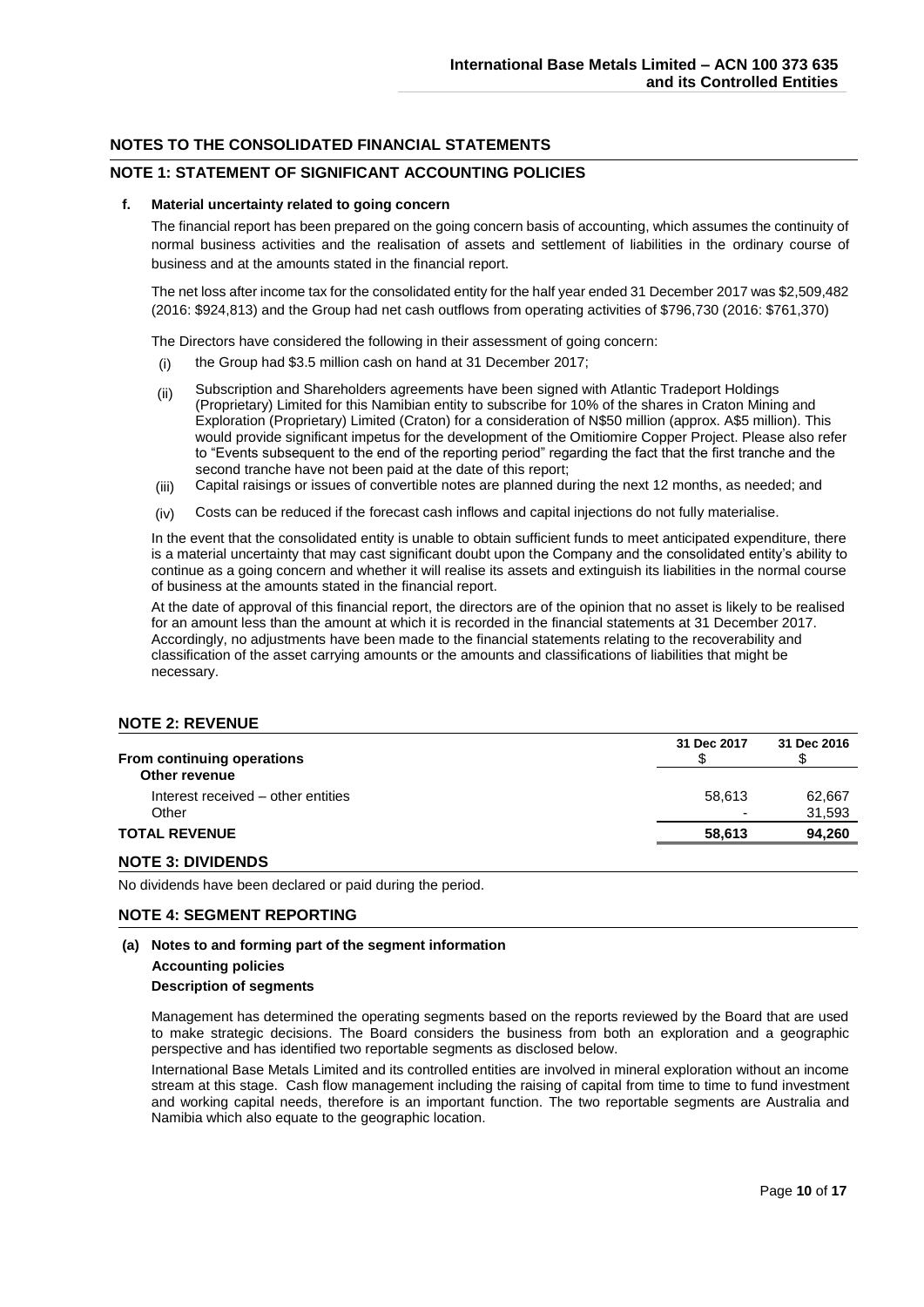## NOTES TO THE CONSOLIDATED FINANCIAL STATEMENTS

## NOTE 1: STATEMENT OF SIGNIFICANT ACCOUNTING POLICIES

**f. Material uncertainty related to going concern**

The financial report has been prepared on the going concern basis of accounting, which assumes the continuity of normal business activities and the realisation of assets and settlement of liabilities in the ordinary course of business and at the amounts stated in the financial report.

The net loss after income tax for the consolidated entity for the half year ended 31 December 2017 was $2,509,482 (2016: $924,813) and the Group had net cash outflows from operating activities of $796,730 (2016: $761,370)

The Directors have considered the following in their assessment of going concern:

(i) the Group had $3.5 million cash on hand at 31 December 2017;

(ii) Subscription and Shareholders agreements have been signed with Atlantic Tradeport Holdings (Proprietary) Limited for this Namibian entity to subscribe for 10% of the shares in Craton Mining and Exploration (Proprietary) Limited (Craton) for a consideration of N$50 million (approx. A$5 million). This would provide significant impetus for the development of the Omitiomire Copper Project. Please also refer to "Events subsequent to the end of the reporting period" regarding the fact that the first tranche and the second tranche have not been paid at the date of this report;

(iii) Capital raisings or issues of convertible notes are planned during the next 12 months, as needed; and

(iv) Costs can be reduced if the forecast cash inflows and capital injections do not fully materialise.

In the event that the consolidated entity is unable to obtain sufficient funds to meet anticipated expenditure, there is a material uncertainty that may cast significant doubt upon the Company and the consolidated entity's ability to continue as a going concern and whether it will realise its assets and extinguish its liabilities in the normal course of business at the amounts stated in the financial report.

At the date of approval of this financial report, the directors are of the opinion that no asset is likely to be realised for an amount less than the amount at which it is recorded in the financial statements at 31 December 2017. Accordingly, no adjustments have been made to the financial statements relating to the recoverability and classification of the asset carrying amounts or the amounts and classifications of liabilities that might be necessary.

## NOTE 2: REVENUE

| | 31 Dec 2017 $ | 31 Dec 2016 $ |
|---|---|---|
| **From continuing operations** | | |
| **Other revenue** | | |
| Interest received – other entities | 58,613 | 62,667 |
| Other | - | 31,593 |
| **TOTAL REVENUE** | **58,613** | **94,260** |

## NOTE 3: DIVIDENDS

No dividends have been declared or paid during the period.

## NOTE 4: SEGMENT REPORTING

**(a) Notes to and forming part of the segment information**

**Accounting policies**

**Description of segments**

Management has determined the operating segments based on the reports reviewed by the Board that are used to make strategic decisions. The Board considers the business from both an exploration and a geographic perspective and has identified two reportable segments as disclosed below.

International Base Metals Limited and its controlled entities are involved in mineral exploration without an income stream at this stage. Cash flow management including the raising of capital from time to time to fund investment and working capital needs, therefore is an important function. The two reportable segments are Australia and Namibia which also equate to the geographic location.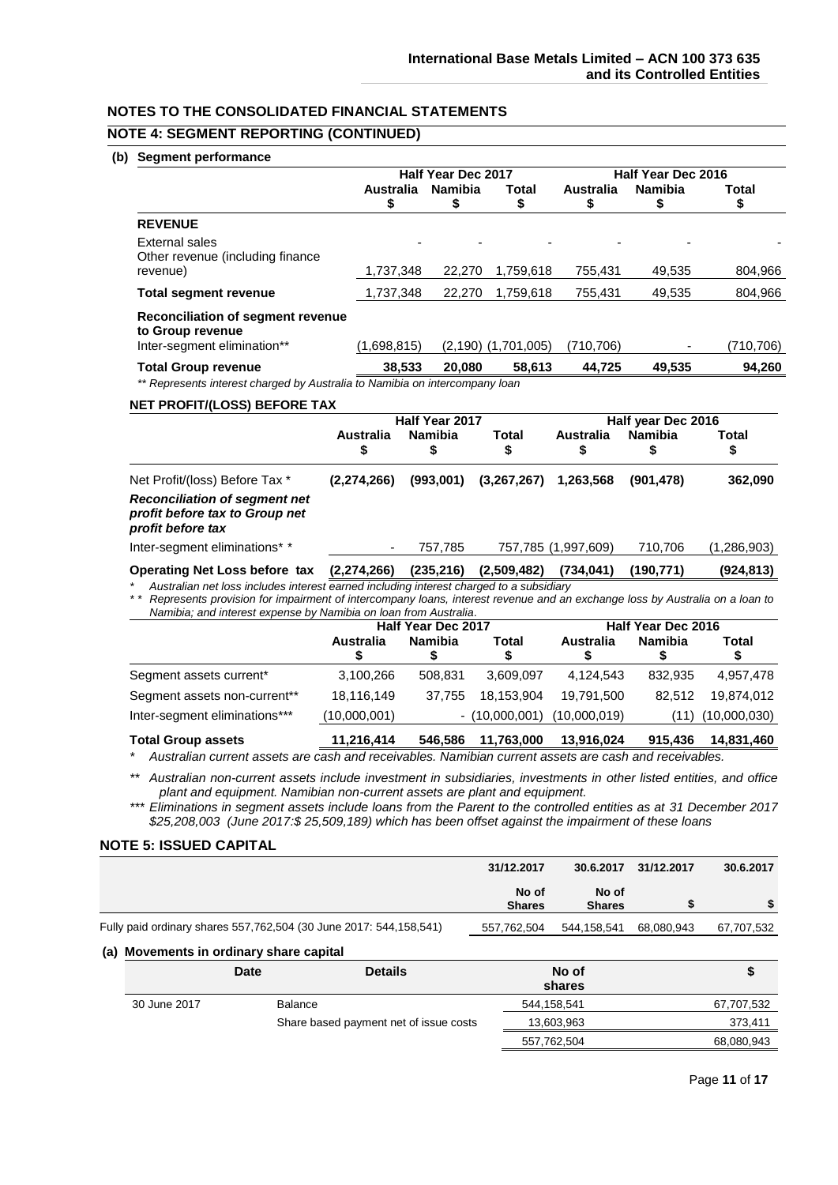## NOTES TO THE CONSOLIDATED FINANCIAL STATEMENTS

## NOTE 4: SEGMENT REPORTING (CONTINUED)

### (b) Segment performance

| | Half Year Dec 2017 | | | Half Year Dec 2016 | | |
|---|---|---|---|---|---|---|
| | Australia $ | Namibia $ | Total $ | Australia $ | Namibia $ | Total $ |
| **REVENUE** | | | | | | |
| External sales | - | - | - | - | - | - |
| Other revenue (including finance revenue) | 1,737,348 | 22,270 | 1,759,618 | 755,431 | 49,535 | 804,966 |
| **Total segment revenue** | 1,737,348 | 22,270 | 1,759,618 | 755,431 | 49,535 | 804,966 |
| **Reconciliation of segment revenue to Group revenue** | | | | | | |
| Inter-segment elimination** | (1,698,815) | (2,190) | (1,701,005) | (710,706) | - | (710,706) |
| **Total Group revenue** | **38,533** | **20,080** | **58,613** | **44,725** | **49,535** | **94,260** |

*\*\* Represents interest charged by Australia to Namibia on intercompany loan*

**NET PROFIT/(LOSS) BEFORE TAX**

| | Half Year 2017 | | | Half year Dec 2016 | | |
|---|---|---|---|---|---|---|
| | Australia $ | Namibia $ | Total $ | Australia $ | Namibia $ | Total $ |
| Net Profit/(loss) Before Tax * | **(2,274,266)** | **(993,001)** | **(3,267,267)** | **1,263,568** | **(901,478)** | **362,090** |
| ***Reconciliation of segment net profit before tax to Group net profit before tax*** | | | | | | |
| Inter-segment eliminations* * | - | 757,785 | 757,785 | (1,997,609) | 710,706 | (1,286,903) |
| **Operating Net Loss before tax** | **(2,274,266)** | **(235,216)** | **(2,509,482)** | **(734,041)** | **(190,771)** | **(924,813)** |

*\* Australian net loss includes interest earned including interest charged to a subsidiary*

*\* \* Represents provision for impairment of intercompany loans, interest revenue and an exchange loss by Australia on a loan to Namibia; and interest expense by Namibia on loan from Australia.*

| | Half Year Dec 2017 | | | Half Year Dec 2016 | | |
|---|---|---|---|---|---|---|
| | Australia $ | Namibia $ | Total $ | Australia $ | Namibia $ | Total $ |
| Segment assets current* | 3,100,266 | 508,831 | 3,609,097 | 4,124,543 | 832,935 | 4,957,478 |
| Segment assets non-current** | 18,116,149 | 37,755 | 18,153,904 | 19,791,500 | 82,512 | 19,874,012 |
| Inter-segment eliminations*** | (10,000,001) | - | (10,000,001) | (10,000,019) | (11) | (10,000,030) |
| **Total Group assets** | **11,216,414** | **546,586** | **11,763,000** | **13,916,024** | **915,436** | **14,831,460** |

*\* Australian current assets are cash and receivables. Namibian current assets are cash and receivables.*

*\*\* Australian non-current assets include investment in subsidiaries, investments in other listed entities, and office plant and equipment. Namibian non-current assets are plant and equipment.*

*\*\*\* Eliminations in segment assets include loans from the Parent to the controlled entities as at 31 December 2017 $25,208,003 (June 2017:$ 25,509,189) which has been offset against the impairment of these loans*

## NOTE 5: ISSUED CAPITAL

| | 31/12.2017 | 30.6.2017 | 31/12.2017 | 30.6.2017 |
|---|---|---|---|---|
| | No of Shares | No of Shares | $ | $ |
| Fully paid ordinary shares 557,762,504 (30 June 2017: 544,158,541) | 557,762,504 | 544,158,541 | 68,080,943 | 67,707,532 |

### (a) Movements in ordinary share capital

| Date | Details | No of shares | $ |
|---|---|---|---|
| 30 June 2017 | Balance | 544,158,541 | 67,707,532 |
| | Share based payment net of issue costs | 13,603,963 | 373,411 |
| | | 557,762,504 | 68,080,943 |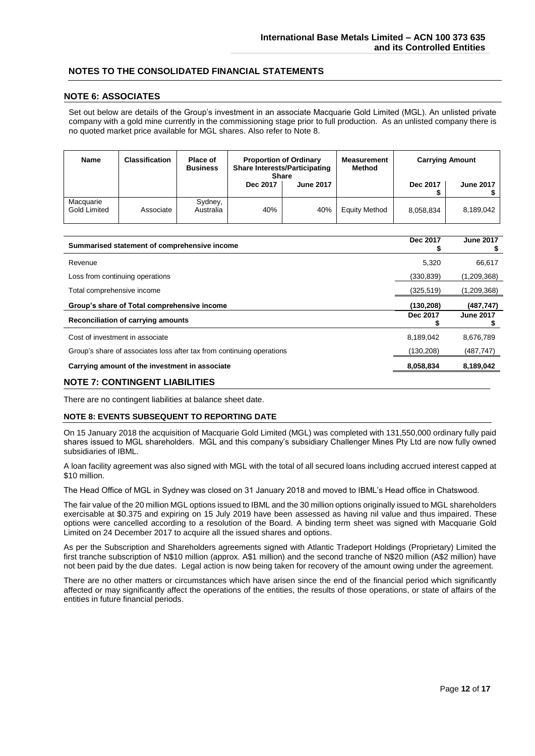## NOTES TO THE CONSOLIDATED FINANCIAL STATEMENTS

### NOTE 6: ASSOCIATES

Set out below are details of the Group's investment in an associate Macquarie Gold Limited (MGL). An unlisted private company with a gold mine currently in the commissioning stage prior to full production. As an unlisted company there is no quoted market price available for MGL shares. Also refer to Note 8.

| Name | Classification | Place of Business | Proportion of Ordinary Share Interests/Participating Share | | Measurement Method | Carrying Amount | |
|---|---|---|---|---|---|---|---|
| | | | Dec 2017 | June 2017 | | Dec 2017 $ | June 2017 $ |
| Macquarie Gold Limited | Associate | Sydney, Australia | 40% | 40% | Equity Method | 8,058,834 | 8,189,042 |

| Summarised statement of comprehensive income | Dec 2017 $ | June 2017 $ |
|---|---|---|
| Revenue | 5,320 | 66,617 |
| Loss from continuing operations | (330,839) | (1,209,368) |
| Total comprehensive income | (325,519) | (1,209,368) |
| **Group's share of Total comprehensive income** | **(130,208)** | **(487,747)** |
| **Reconciliation of carrying amounts** | **Dec 2017 $** | **June 2017 $** |
| Cost of investment in associate | 8,189,042 | 8,676,789 |
| Group's share of associates loss after tax from continuing operations | (130,208) | (487,747) |
| **Carrying amount of the investment in associate** | **8,058,834** | **8,189,042** |

### NOTE 7: CONTINGENT LIABILITIES

There are no contingent liabilities at balance sheet date.

### NOTE 8: EVENTS SUBSEQUENT TO REPORTING DATE

On 15 January 2018 the acquisition of Macquarie Gold Limited (MGL) was completed with 131,550,000 ordinary fully paid shares issued to MGL shareholders. MGL and this company's subsidiary Challenger Mines Pty Ltd are now fully owned subsidiaries of IBML.

A loan facility agreement was also signed with MGL with the total of all secured loans including accrued interest capped at $10 million.

The Head Office of MGL in Sydney was closed on 31 January 2018 and moved to IBML's Head office in Chatswood.

The fair value of the 20 million MGL options issued to IBML and the 30 million options originally issued to MGL shareholders exercisable at $0.375 and expiring on 15 July 2019 have been assessed as having nil value and thus impaired. These options were cancelled according to a resolution of the Board. A binding term sheet was signed with Macquarie Gold Limited on 24 December 2017 to acquire all the issued shares and options.

As per the Subscription and Shareholders agreements signed with Atlantic Tradeport Holdings (Proprietary) Limited the first tranche subscription of N$10 million (approx. A$1 million) and the second tranche of N$20 million (A$2 million) have not been paid by the due dates. Legal action is now being taken for recovery of the amount owing under the agreement.

There are no other matters or circumstances which have arisen since the end of the financial period which significantly affected or may significantly affect the operations of the entities, the results of those operations, or state of affairs of the entities in future financial periods.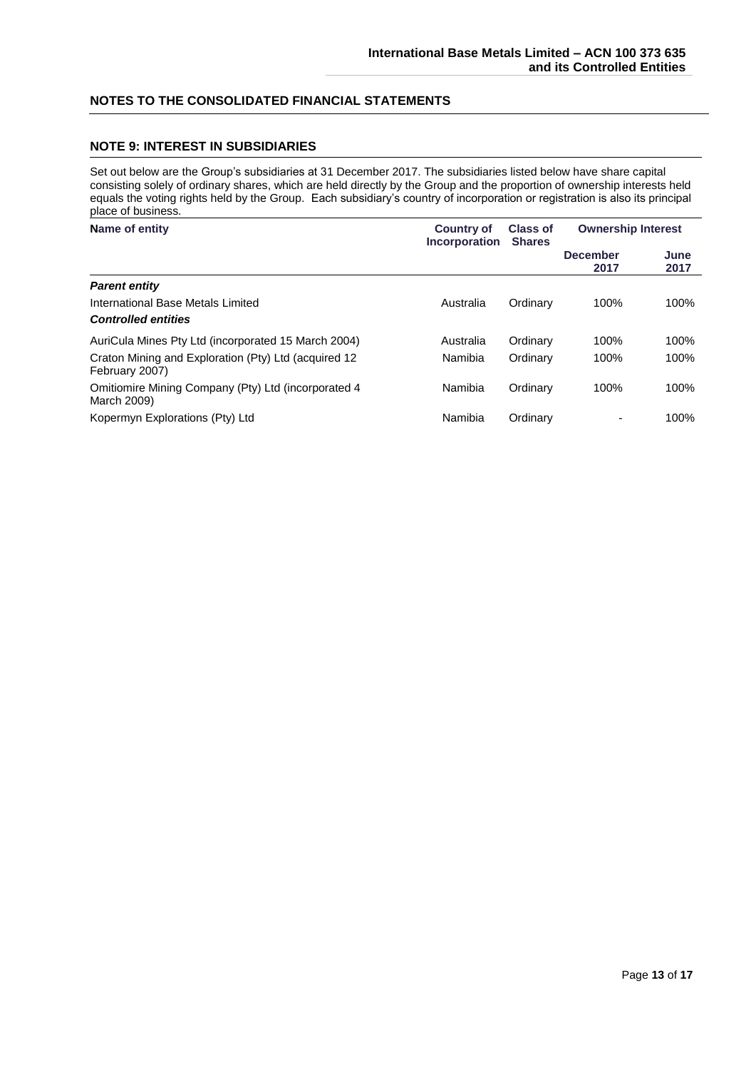## NOTES TO THE CONSOLIDATED FINANCIAL STATEMENTS

### NOTE 9: INTEREST IN SUBSIDIARIES

Set out below are the Group's subsidiaries at 31 December 2017. The subsidiaries listed below have share capital consisting solely of ordinary shares, which are held directly by the Group and the proportion of ownership interests held equals the voting rights held by the Group. Each subsidiary's country of incorporation or registration is also its principal place of business.

| Name of entity | Country of Incorporation | Class of Shares | Ownership Interest | |
|---|---|---|---|---|
| | | | December 2017 | June 2017 |
| ***Parent entity*** | | | | |
| International Base Metals Limited | Australia | Ordinary | 100% | 100% |
| ***Controlled entities*** | | | | |
| AuriCula Mines Pty Ltd (incorporated 15 March 2004) | Australia | Ordinary | 100% | 100% |
| Craton Mining and Exploration (Pty) Ltd (acquired 12 February 2007) | Namibia | Ordinary | 100% | 100% |
| Omitiomire Mining Company (Pty) Ltd (incorporated 4 March 2009) | Namibia | Ordinary | 100% | 100% |
| Kopermyn Explorations (Pty) Ltd | Namibia | Ordinary | - | 100% |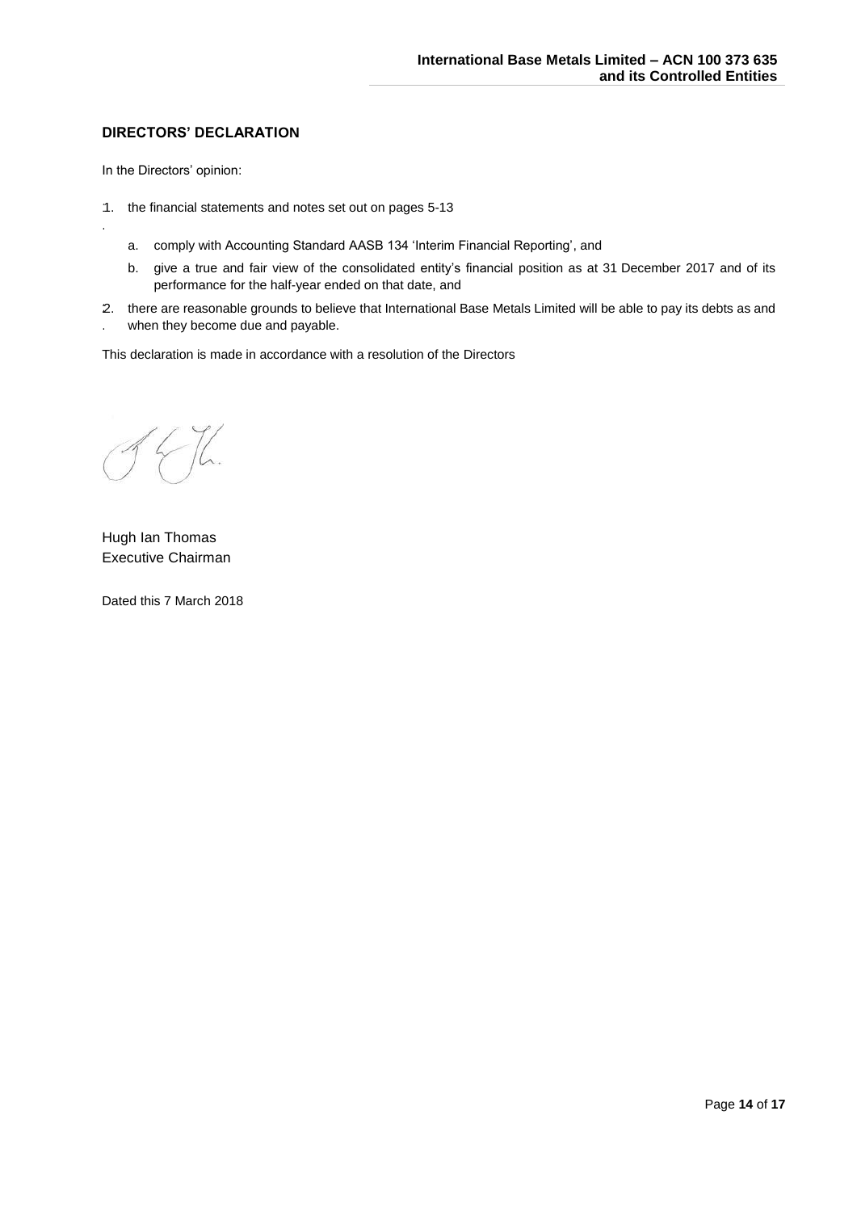## DIRECTORS' DECLARATION

In the Directors' opinion:

1. the financial statements and notes set out on pages 5-13
   a. comply with Accounting Standard AASB 134 'Interim Financial Reporting', and
   b. give a true and fair view of the consolidated entity's financial position as at 31 December 2017 and of its performance for the half-year ended on that date, and
2. there are reasonable grounds to believe that International Base Metals Limited will be able to pay its debts as and when they become due and payable.

This declaration is made in accordance with a resolution of the Directors

Hugh Ian Thomas
Executive Chairman

Dated this 7 March 2018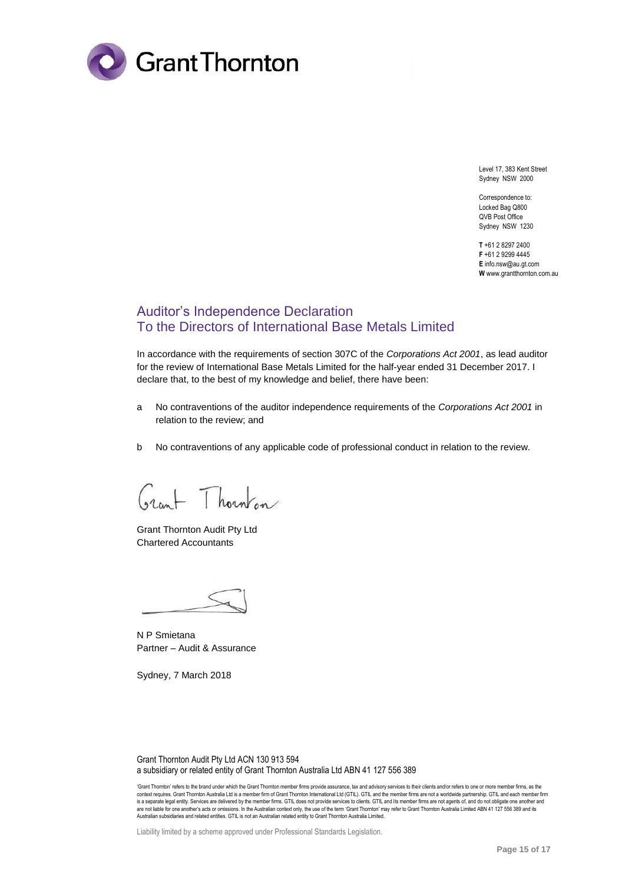Grant Thornton

Level 17, 383 Kent Street
Sydney NSW 2000

Correspondence to:
Locked Bag Q800
QVB Post Office
Sydney NSW 1230

**T** +61 2 8297 2400
**F** +61 2 9299 4445
**E** info.nsw@au.gt.com
**W** www.grantthornton.com.au

# Auditor's Independence Declaration
# To the Directors of International Base Metals Limited

In accordance with the requirements of section 307C of the *Corporations Act 2001*, as lead auditor for the review of International Base Metals Limited for the half-year ended 31 December 2017. I declare that, to the best of my knowledge and belief, there have been:

a No contraventions of the auditor independence requirements of the *Corporations Act 2001* in relation to the review; and

b No contraventions of any applicable code of professional conduct in relation to the review.

Grant Thornton

Grant Thornton Audit Pty Ltd
Chartered Accountants

N P Smietana
Partner – Audit & Assurance

Sydney, 7 March 2018

Grant Thornton Audit Pty Ltd ACN 130 913 594
a subsidiary or related entity of Grant Thornton Australia Ltd ABN 41 127 556 389

'Grant Thornton' refers to the brand under which the Grant Thornton member firms provide assurance, tax and advisory services to their clients and/or refers to one or more member firms, as the context requires. Grant Thornton Australia Ltd is a member firm of Grant Thornton International Ltd (GTIL). GTIL and the member firms are not a worldwide partnership. GTIL and each member firm is a separate legal entity. Services are delivered by the member firms. GTIL does not provide services to clients. GTIL and its member firms are not agents of, and do not obligate one another and are not liable for one another's acts or omissions. In the Australian context only, the use of the term 'Grant Thornton' may refer to Grant Thornton Australia Limited ABN 41 127 556 389 and its Australian subsidiaries and related entities. GTIL is not an Australian related entity to Grant Thornton Australia Limited.

Liability limited by a scheme approved under Professional Standards Legislation.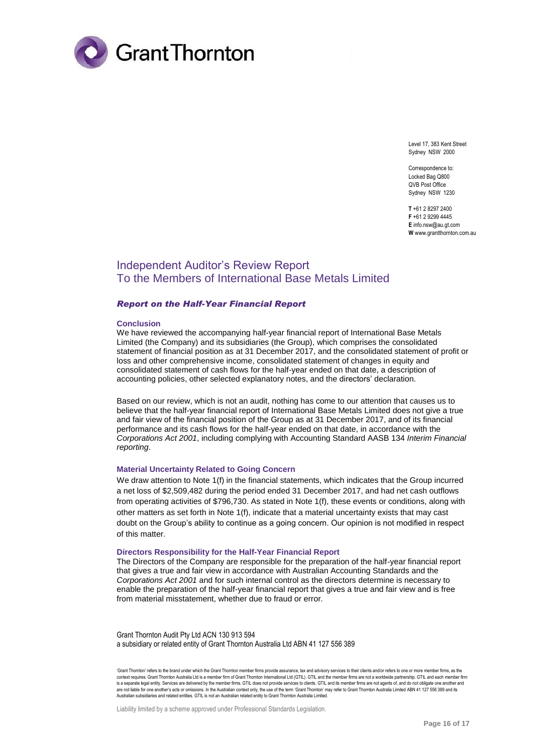Grant Thornton

Level 17, 383 Kent Street
Sydney NSW 2000

Correspondence to:
Locked Bag Q800
QVB Post Office
Sydney NSW 1230

**T** +61 2 8297 2400
**F** +61 2 9299 4445
**E** info.nsw@au.gt.com
**W** www.grantthornton.com.au

# Independent Auditor's Review Report
# To the Members of International Base Metals Limited

## *Report on the Half-Year Financial Report*

### Conclusion

We have reviewed the accompanying half-year financial report of International Base Metals Limited (the Company) and its subsidiaries (the Group), which comprises the consolidated statement of financial position as at 31 December 2017, and the consolidated statement of profit or loss and other comprehensive income, consolidated statement of changes in equity and consolidated statement of cash flows for the half-year ended on that date, a description of accounting policies, other selected explanatory notes, and the directors' declaration.

Based on our review, which is not an audit, nothing has come to our attention that causes us to believe that the half-year financial report of International Base Metals Limited does not give a true and fair view of the financial position of the Group as at 31 December 2017, and of its financial performance and its cash flows for the half-year ended on that date, in accordance with the *Corporations Act 2001*, including complying with Accounting Standard AASB 134 *Interim Financial reporting*.

### Material Uncertainty Related to Going Concern

We draw attention to Note 1(f) in the financial statements, which indicates that the Group incurred a net loss of $2,509,482 during the period ended 31 December 2017, and had net cash outflows from operating activities of $796,730. As stated in Note 1(f), these events or conditions, along with other matters as set forth in Note 1(f), indicate that a material uncertainty exists that may cast doubt on the Group's ability to continue as a going concern. Our opinion is not modified in respect of this matter.

### Directors Responsibility for the Half-Year Financial Report

The Directors of the Company are responsible for the preparation of the half-year financial report that gives a true and fair view in accordance with Australian Accounting Standards and the *Corporations Act 2001* and for such internal control as the directors determine is necessary to enable the preparation of the half-year financial report that gives a true and fair view and is free from material misstatement, whether due to fraud or error.

Grant Thornton Audit Pty Ltd ACN 130 913 594
a subsidiary or related entity of Grant Thornton Australia Ltd ABN 41 127 556 389

'Grant Thornton' refers to the brand under which the Grant Thornton member firms provide assurance, tax and advisory services to their clients and/or refers to one or more member firms, as the context requires. Grant Thornton Australia Ltd is a member firm of Grant Thornton International Ltd (GTIL). GTIL and the member firms are not a worldwide partnership. GTIL and each member firm is a separate legal entity. Services are delivered by the member firms. GTIL does not provide services to clients. GTIL and its member firms are not agents of, and do not obligate one another and are not liable for one another's acts or omissions. In the Australian context only, the use of the term 'Grant Thornton' may refer to Grant Thornton Australia Limited ABN 41 127 556 389 and its Australian subsidiaries and related entities. GTIL is not an Australian related entity to Grant Thornton Australia Limited.

Liability limited by a scheme approved under Professional Standards Legislation.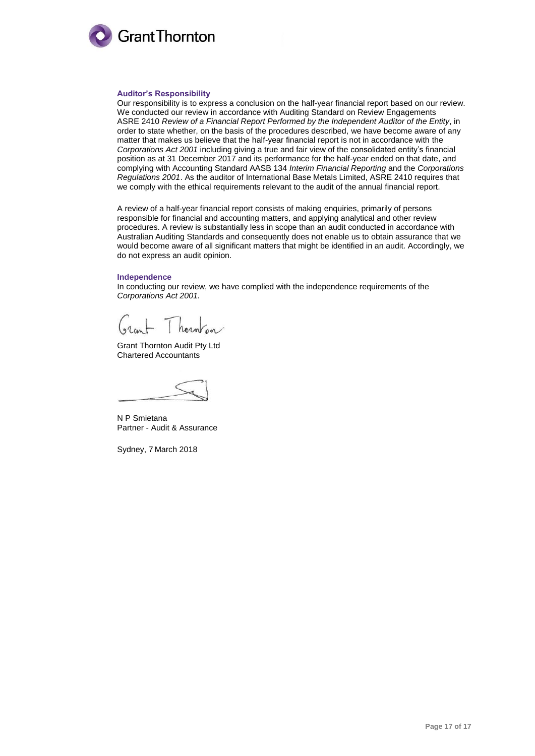#### Auditor's Responsibility

Our responsibility is to express a conclusion on the half-year financial report based on our review. We conducted our review in accordance with Auditing Standard on Review Engagements ASRE 2410 *Review of a Financial Report Performed by the Independent Auditor of the Entity*, in order to state whether, on the basis of the procedures described, we have become aware of any matter that makes us believe that the half-year financial report is not in accordance with the *Corporations Act 2001* including giving a true and fair view of the consolidated entity's financial position as at 31 December 2017 and its performance for the half-year ended on that date, and complying with Accounting Standard AASB 134 *Interim Financial Reporting* and the *Corporations Regulations 2001*. As the auditor of International Base Metals Limited, ASRE 2410 requires that we comply with the ethical requirements relevant to the audit of the annual financial report.

A review of a half-year financial report consists of making enquiries, primarily of persons responsible for financial and accounting matters, and applying analytical and other review procedures. A review is substantially less in scope than an audit conducted in accordance with Australian Auditing Standards and consequently does not enable us to obtain assurance that we would become aware of all significant matters that might be identified in an audit. Accordingly, we do not express an audit opinion.

#### Independence

In conducting our review, we have complied with the independence requirements of the *Corporations Act 2001.*

Grant Thornton Audit Pty Ltd
Chartered Accountants

N P Smietana
Partner - Audit & Assurance

Sydney, 7 March 2018